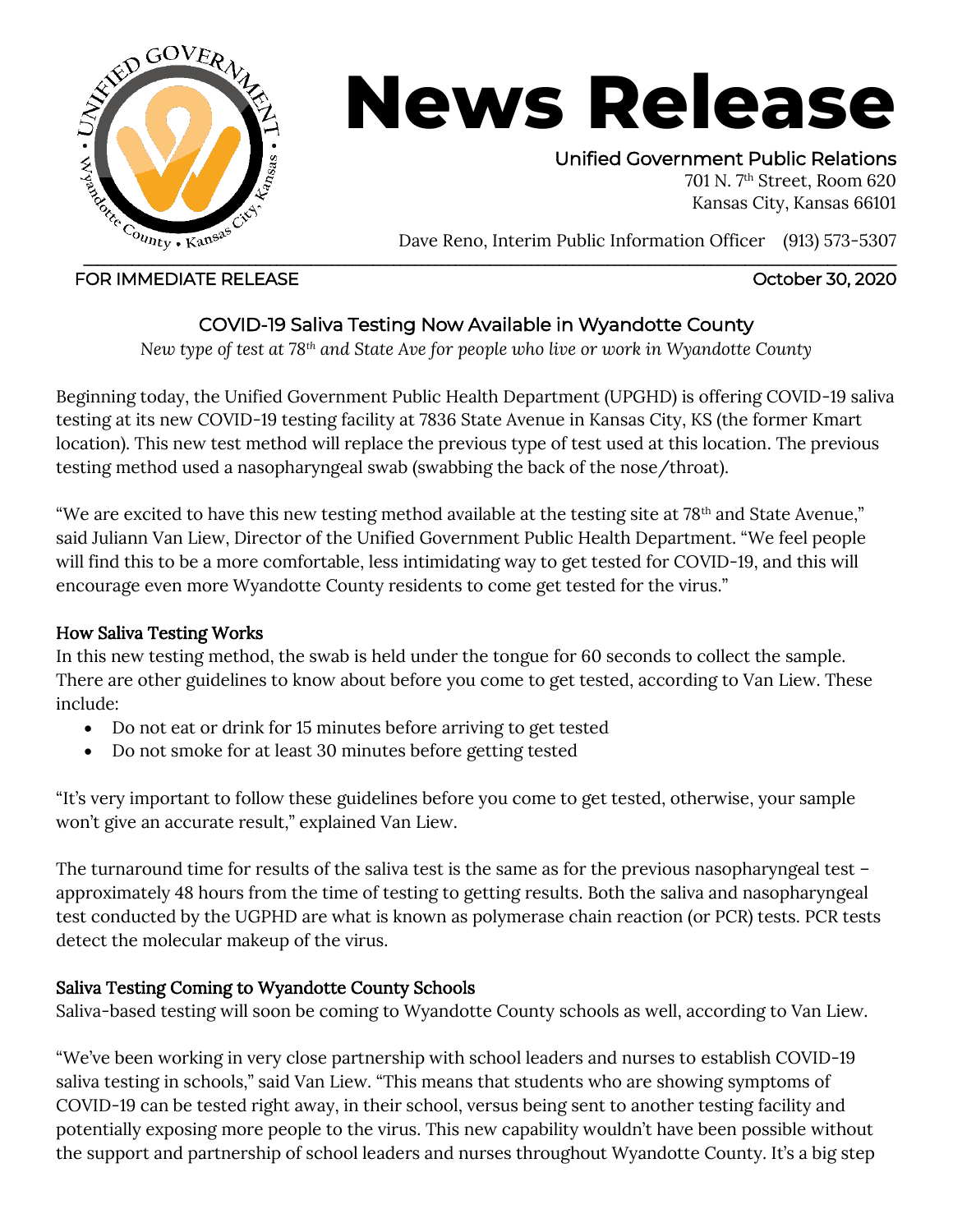# News Release

Unified Government Public Relations
701 N. 7th Street, Room 620
Kansas City, Kansas 66101

Dave Reno, Interim Public Information Officer (913) 573-5307

FOR IMMEDIATE RELEASE October 30, 2020

## COVID-19 Saliva Testing Now Available in Wyandotte County

*New type of test at 78th and State Ave for people who live or work in Wyandotte County*

Beginning today, the Unified Government Public Health Department (UPGHD) is offering COVID-19 saliva testing at its new COVID-19 testing facility at 7836 State Avenue in Kansas City, KS (the former Kmart location). This new test method will replace the previous type of test used at this location. The previous testing method used a nasopharyngeal swab (swabbing the back of the nose/throat).

"We are excited to have this new testing method available at the testing site at 78th and State Avenue," said Juliann Van Liew, Director of the Unified Government Public Health Department. "We feel people will find this to be a more comfortable, less intimidating way to get tested for COVID-19, and this will encourage even more Wyandotte County residents to come get tested for the virus."

### How Saliva Testing Works

In this new testing method, the swab is held under the tongue for 60 seconds to collect the sample. There are other guidelines to know about before you come to get tested, according to Van Liew. These include:

- Do not eat or drink for 15 minutes before arriving to get tested
- Do not smoke for at least 30 minutes before getting tested

"It's very important to follow these guidelines before you come to get tested, otherwise, your sample won't give an accurate result," explained Van Liew.

The turnaround time for results of the saliva test is the same as for the previous nasopharyngeal test – approximately 48 hours from the time of testing to getting results. Both the saliva and nasopharyngeal test conducted by the UGPHD are what is known as polymerase chain reaction (or PCR) tests. PCR tests detect the molecular makeup of the virus.

### Saliva Testing Coming to Wyandotte County Schools

Saliva-based testing will soon be coming to Wyandotte County schools as well, according to Van Liew.

"We've been working in very close partnership with school leaders and nurses to establish COVID-19 saliva testing in schools," said Van Liew. "This means that students who are showing symptoms of COVID-19 can be tested right away, in their school, versus being sent to another testing facility and potentially exposing more people to the virus. This new capability wouldn't have been possible without the support and partnership of school leaders and nurses throughout Wyandotte County. It's a big step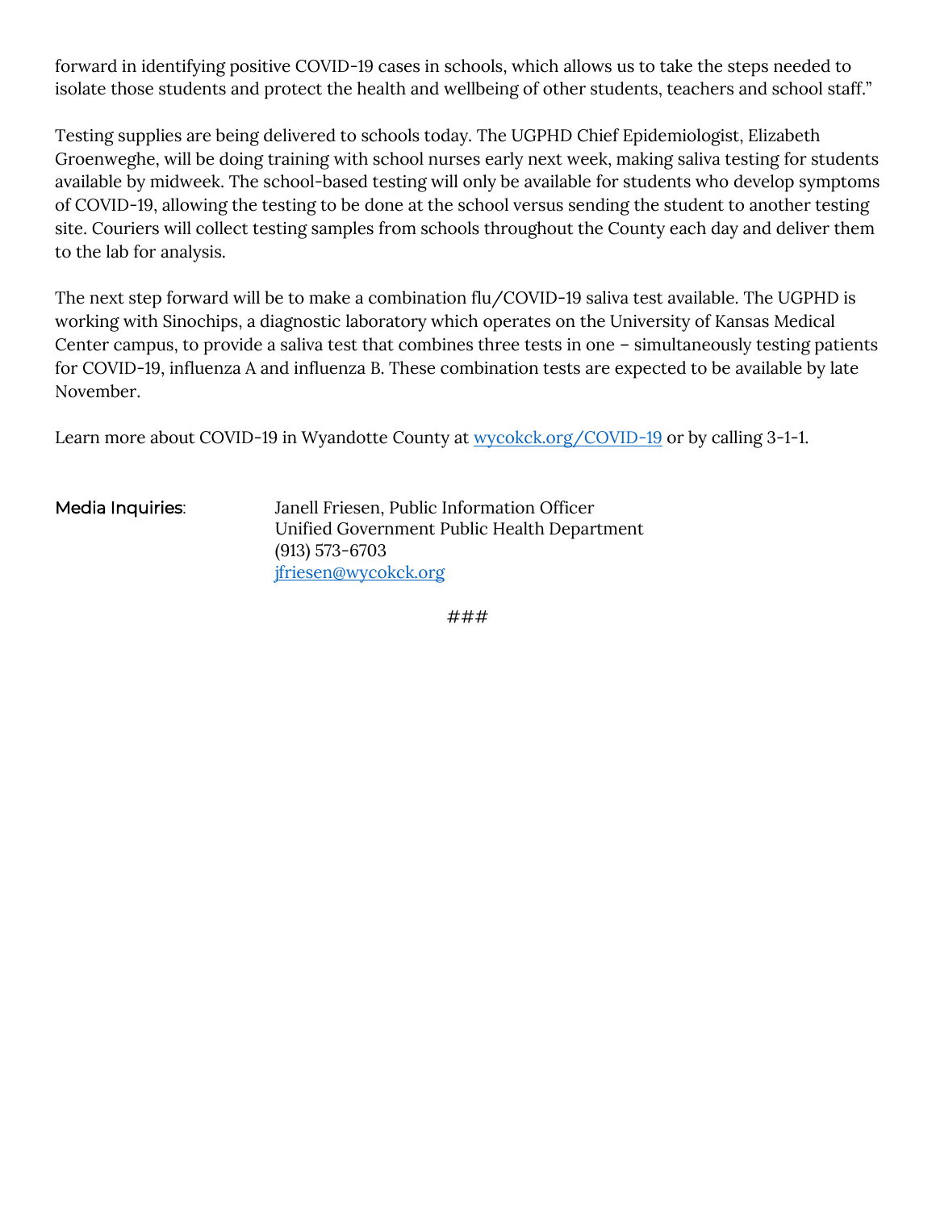forward in identifying positive COVID-19 cases in schools, which allows us to take the steps needed to isolate those students and protect the health and wellbeing of other students, teachers and school staff."

Testing supplies are being delivered to schools today. The UGPHD Chief Epidemiologist, Elizabeth Groenweghe, will be doing training with school nurses early next week, making saliva testing for students available by midweek. The school-based testing will only be available for students who develop symptoms of COVID-19, allowing the testing to be done at the school versus sending the student to another testing site. Couriers will collect testing samples from schools throughout the County each day and deliver them to the lab for analysis.

The next step forward will be to make a combination flu/COVID-19 saliva test available. The UGPHD is working with Sinochips, a diagnostic laboratory which operates on the University of Kansas Medical Center campus, to provide a saliva test that combines three tests in one – simultaneously testing patients for COVID-19, influenza A and influenza B. These combination tests are expected to be available by late November.

Learn more about COVID-19 in Wyandotte County at [wycokck.org/COVID-19](wycokck.org/COVID-19) or by calling 3-1-1.

Media Inquiries: Janell Friesen, Public Information Officer
Unified Government Public Health Department
(913) 573-6703
[jfriesen@wycokck.org](mailto:jfriesen@wycokck.org)

###